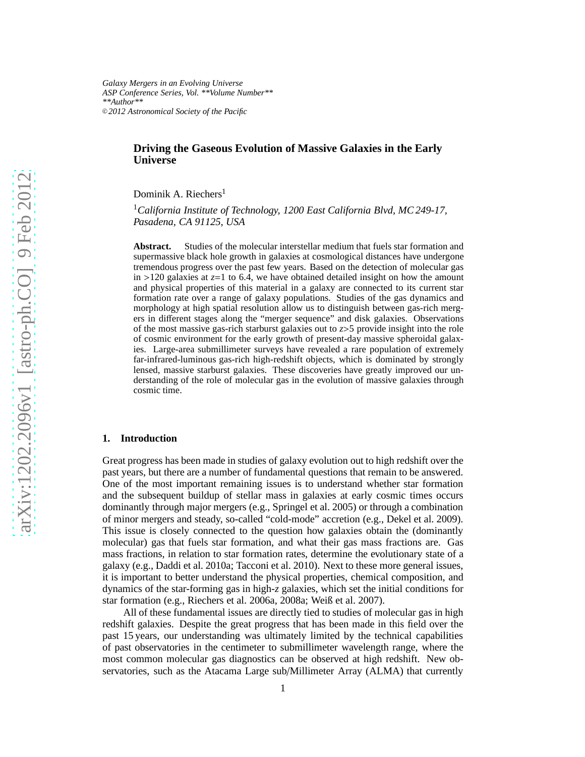*Galaxy Mergers in an Evolving Universe*
*ASP Conference Series, Vol. **Volume Number***
***Author***
*©2012 Astronomical Society of the Pacific*

# Driving the Gaseous Evolution of Massive Galaxies in the Early Universe

Dominik A. Riechers[1]

[1]*California Institute of Technology, 1200 East California Blvd, MC 249-17, Pasadena, CA 91125, USA*

**Abstract.** Studies of the molecular interstellar medium that fuels star formation and supermassive black hole growth in galaxies at cosmological distances have undergone tremendous progress over the past few years. Based on the detection of molecular gas in >120 galaxies at $z$=1 to 6.4, we have obtained detailed insight on how the amount and physical properties of this material in a galaxy are connected to its current star formation rate over a range of galaxy populations. Studies of the gas dynamics and morphology at high spatial resolution allow us to distinguish between gas-rich mergers in different stages along the "merger sequence" and disk galaxies. Observations of the most massive gas-rich starburst galaxies out to $z$>5 provide insight into the role of cosmic environment for the early growth of present-day massive spheroidal galaxies. Large-area submillimeter surveys have revealed a rare population of extremely far-infrared-luminous gas-rich high-redshift objects, which is dominated by strongly lensed, massive starburst galaxies. These discoveries have greatly improved our understanding of the role of molecular gas in the evolution of massive galaxies through cosmic time.

## 1. Introduction

Great progress has been made in studies of galaxy evolution out to high redshift over the past years, but there are a number of fundamental questions that remain to be answered. One of the most important remaining issues is to understand whether star formation and the subsequent buildup of stellar mass in galaxies at early cosmic times occurs dominantly through major mergers (e.g., Springel et al. 2005) or through a combination of minor mergers and steady, so-called "cold-mode" accretion (e.g., Dekel et al. 2009). This issue is closely connected to the question how galaxies obtain the (dominantly molecular) gas that fuels star formation, and what their gas mass fractions are. Gas mass fractions, in relation to star formation rates, determine the evolutionary state of a galaxy (e.g., Daddi et al. 2010a; Tacconi et al. 2010). Next to these more general issues, it is important to better understand the physical properties, chemical composition, and dynamics of the star-forming gas in high-$z$ galaxies, which set the initial conditions for star formation (e.g., Riechers et al. 2006a, 2008a; Weiß et al. 2007).

All of these fundamental issues are directly tied to studies of molecular gas in high redshift galaxies. Despite the great progress that has been made in this field over the past 15 years, our understanding was ultimately limited by the technical capabilities of past observatories in the centimeter to submillimeter wavelength range, where the most common molecular gas diagnostics can be observed at high redshift. New observatories, such as the Atacama Large sub/Millimeter Array (ALMA) that currently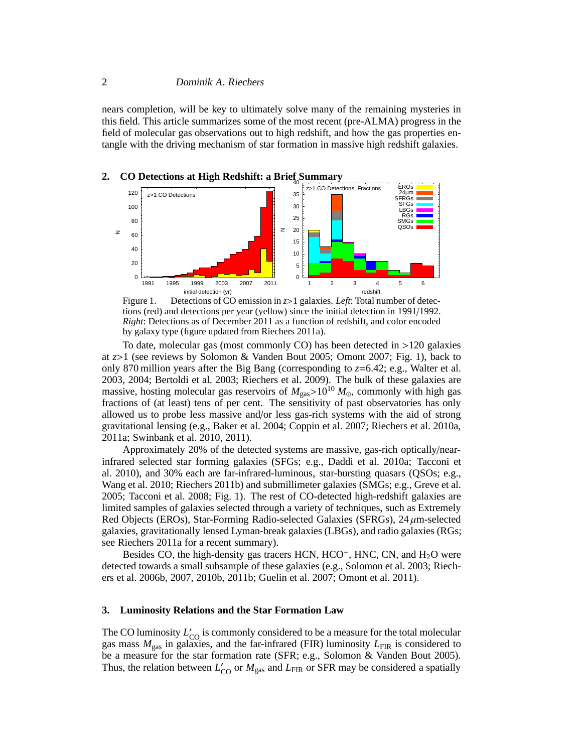nears completion, will be key to ultimately solve many of the remaining mysteries in this field. This article summarizes some of the most recent (pre-ALMA) progress in the field of molecular gas observations out to high redshift, and how the gas properties entangle with the driving mechanism of star formation in massive high redshift galaxies.

## 2. CO Detections at High Redshift: a Brief Summary

Figure 1. Detections of CO emission in $z>1$ galaxies. *Left*: Total number of detections (red) and detections per year (yellow) since the initial detection in 1991/1992. *Right*: Detections as of December 2011 as a function of redshift, and color encoded by galaxy type (figure updated from Riechers 2011a).

To date, molecular gas (most commonly CO) has been detected in >120 galaxies at $z>1$ (see reviews by Solomon & Vanden Bout 2005; Omont 2007; Fig. 1), back to only 870 million years after the Big Bang (corresponding to $z$=6.42; e.g., Walter et al. 2003, 2004; Bertoldi et al. 2003; Riechers et al. 2009). The bulk of these galaxies are massive, hosting molecular gas reservoirs of $M_{\rm gas}>10^{10}\,M_{\odot}$, commonly with high gas fractions of (at least) tens of per cent. The sensitivity of past observatories has only allowed us to probe less massive and/or less gas-rich systems with the aid of strong gravitational lensing (e.g., Baker et al. 2004; Coppin et al. 2007; Riechers et al. 2010a, 2011a; Swinbank et al. 2010, 2011).

Approximately 20% of the detected systems are massive, gas-rich optically/near-infrared selected star forming galaxies (SFGs; e.g., Daddi et al. 2010a; Tacconi et al. 2010), and 30% each are far-infrared-luminous, star-bursting quasars (QSOs; e.g., Wang et al. 2010; Riechers 2011b) and submillimeter galaxies (SMGs; e.g., Greve et al. 2005; Tacconi et al. 2008; Fig. 1). The rest of CO-detected high-redshift galaxies are limited samples of galaxies selected through a variety of techniques, such as Extremely Red Objects (EROs), Star-Forming Radio-selected Galaxies (SFRGs), 24 $\mu$m-selected galaxies, gravitationally lensed Lyman-break galaxies (LBGs), and radio galaxies (RGs; see Riechers 2011a for a recent summary).

Besides CO, the high-density gas tracers HCN, $HCO^+$, HNC, CN, and $H_2O$ were detected towards a small subsample of these galaxies (e.g., Solomon et al. 2003; Riechers et al. 2006b, 2007, 2010b, 2011b; Guelin et al. 2007; Omont et al. 2011).

## 3. Luminosity Relations and the Star Formation Law

The CO luminosity $L'_{\rm CO}$ is commonly considered to be a measure for the total molecular gas mass $M_{\rm gas}$ in galaxies, and the far-infrared (FIR) luminosity $L_{\rm FIR}$ is considered to be a measure for the star formation rate (SFR; e.g., Solomon & Vanden Bout 2005). Thus, the relation between $L'_{\rm CO}$ or $M_{\rm gas}$ and $L_{\rm FIR}$ or SFR may be considered a spatially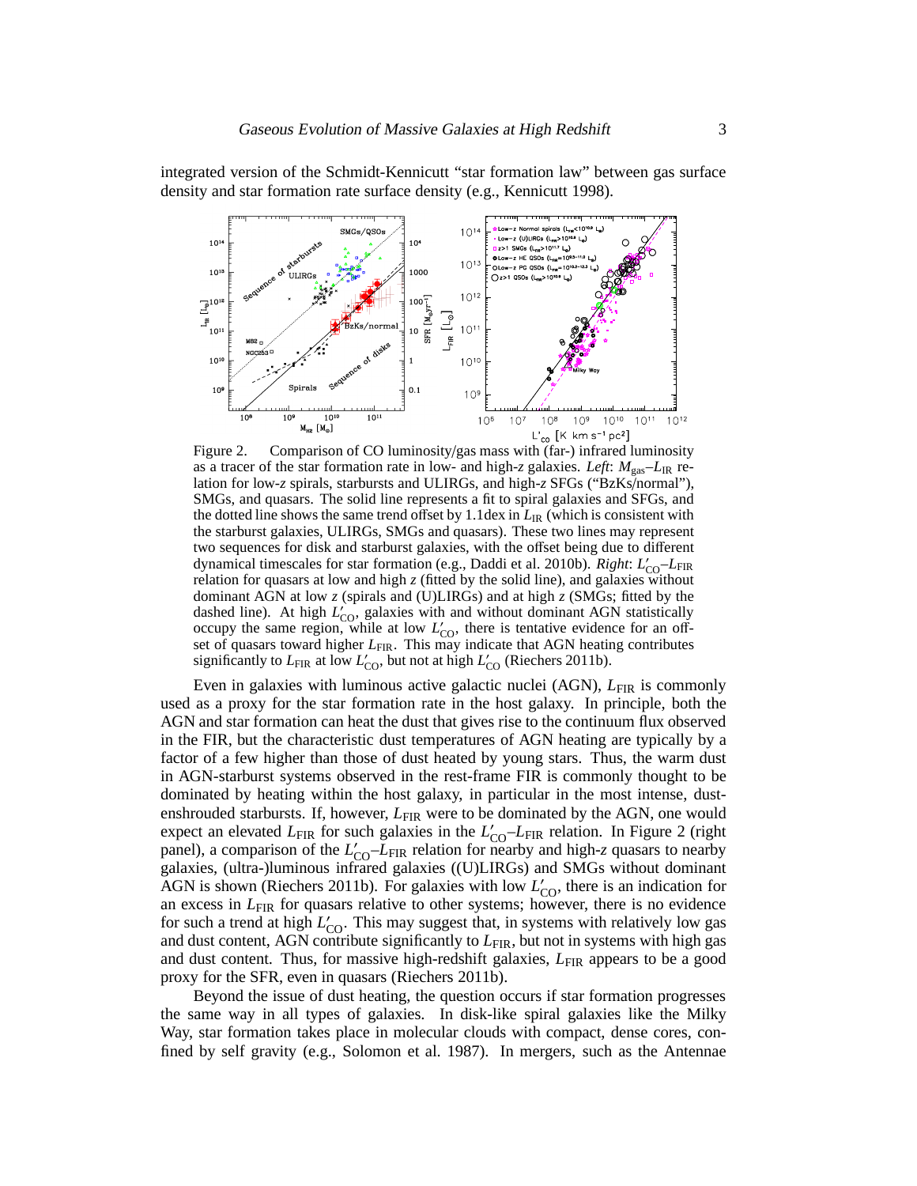integrated version of the Schmidt-Kennicutt "star formation law" between gas surface density and star formation rate surface density (e.g., Kennicutt 1998).

Figure 2. Comparison of CO luminosity/gas mass with (far-) infrared luminosity as a tracer of the star formation rate in low- and high-$z$ galaxies. *Left*: $M_{\rm gas}$–$L_{\rm IR}$ relation for low-$z$ spirals, starbursts and ULIRGs, and high-$z$ SFGs ("BzKs/normal"), SMGs, and quasars. The solid line represents a fit to spiral galaxies and SFGs, and the dotted line shows the same trend offset by 1.1dex in $L_{\rm IR}$ (which is consistent with the starburst galaxies, ULIRGs, SMGs and quasars). These two lines may represent two sequences for disk and starburst galaxies, with the offset being due to different dynamical timescales for star formation (e.g., Daddi et al. 2010b). *Right*: $L'_{\rm CO}$–$L_{\rm FIR}$ relation for quasars at low and high $z$ (fitted by the solid line), and galaxies without dominant AGN at low $z$ (spirals and (U)LIRGs) and at high $z$ (SMGs; fitted by the dashed line). At high $L'_{\rm CO}$, galaxies with and without dominant AGN statistically occupy the same region, while at low $L'_{\rm CO}$, there is tentative evidence for an offset of quasars toward higher $L_{\rm FIR}$. This may indicate that AGN heating contributes significantly to $L_{\rm FIR}$ at low $L'_{\rm CO}$, but not at high $L'_{\rm CO}$ (Riechers 2011b).

Even in galaxies with luminous active galactic nuclei (AGN), $L_{\rm FIR}$ is commonly used as a proxy for the star formation rate in the host galaxy. In principle, both the AGN and star formation can heat the dust that gives rise to the continuum flux observed in the FIR, but the characteristic dust temperatures of AGN heating are typically by a factor of a few higher than those of dust heated by young stars. Thus, the warm dust in AGN-starburst systems observed in the rest-frame FIR is commonly thought to be dominated by heating within the host galaxy, in particular in the most intense, dust-enshrouded starbursts. If, however, $L_{\rm FIR}$ were to be dominated by the AGN, one would expect an elevated $L_{\rm FIR}$ for such galaxies in the $L'_{\rm CO}$–$L_{\rm FIR}$ relation. In Figure 2 (right panel), a comparison of the $L'_{\rm CO}$–$L_{\rm FIR}$ relation for nearby and high-$z$ quasars to nearby galaxies, (ultra-)luminous infrared galaxies ((U)LIRGs) and SMGs without dominant AGN is shown (Riechers 2011b). For galaxies with low $L'_{\rm CO}$, there is an indication for an excess in $L_{\rm FIR}$ for quasars relative to other systems; however, there is no evidence for such a trend at high $L'_{\rm CO}$. This may suggest that, in systems with relatively low gas and dust content, AGN contribute significantly to $L_{\rm FIR}$, but not in systems with high gas and dust content. Thus, for massive high-redshift galaxies, $L_{\rm FIR}$ appears to be a good proxy for the SFR, even in quasars (Riechers 2011b).

Beyond the issue of dust heating, the question occurs if star formation progresses the same way in all types of galaxies. In disk-like spiral galaxies like the Milky Way, star formation takes place in molecular clouds with compact, dense cores, confined by self gravity (e.g., Solomon et al. 1987). In mergers, such as the Antennae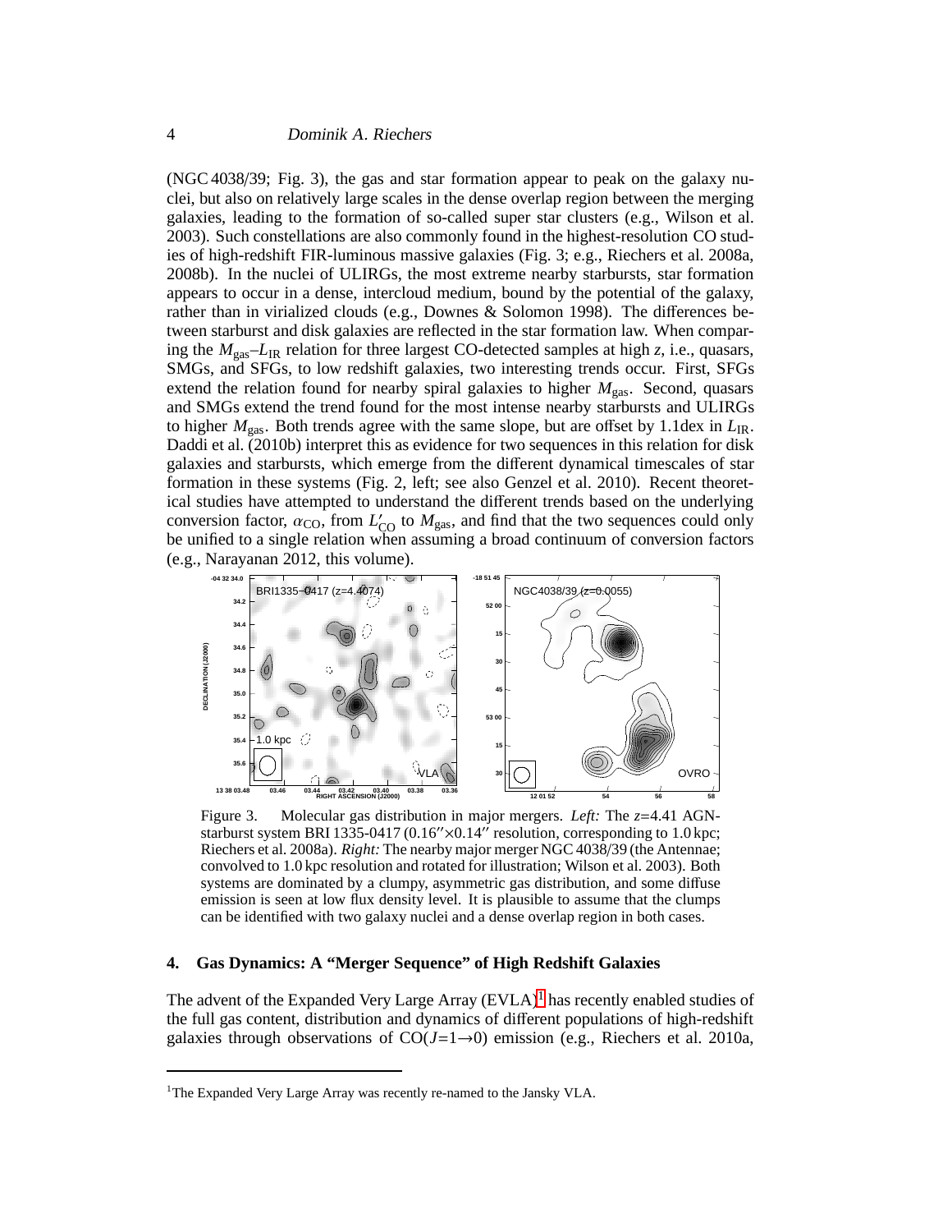(NGC 4038/39; Fig. 3), the gas and star formation appear to peak on the galaxy nuclei, but also on relatively large scales in the dense overlap region between the merging galaxies, leading to the formation of so-called super star clusters (e.g., Wilson et al. 2003). Such constellations are also commonly found in the highest-resolution CO studies of high-redshift FIR-luminous massive galaxies (Fig. 3; e.g., Riechers et al. 2008a, 2008b). In the nuclei of ULIRGs, the most extreme nearby starbursts, star formation appears to occur in a dense, intercloud medium, bound by the potential of the galaxy, rather than in virialized clouds (e.g., Downes & Solomon 1998). The differences between starburst and disk galaxies are reflected in the star formation law. When comparing the $M_{\rm gas}$–$L_{\rm IR}$ relation for three largest CO-detected samples at high $z$, i.e., quasars, SMGs, and SFGs, to low redshift galaxies, two interesting trends occur. First, SFGs extend the relation found for nearby spiral galaxies to higher $M_{\rm gas}$. Second, quasars and SMGs extend the trend found for the most intense nearby starbursts and ULIRGs to higher $M_{\rm gas}$. Both trends agree with the same slope, but are offset by 1.1dex in $L_{\rm IR}$. Daddi et al. (2010b) interpret this as evidence for two sequences in this relation for disk galaxies and starbursts, which emerge from the different dynamical timescales of star formation in these systems (Fig. 2, left; see also Genzel et al. 2010). Recent theoretical studies have attempted to understand the different trends based on the underlying conversion factor, $\alpha_{\rm CO}$, from $L'_{\rm CO}$ to $M_{\rm gas}$, and find that the two sequences could only be unified to a single relation when assuming a broad continuum of conversion factors (e.g., Narayanan 2012, this volume).

Figure 3. Molecular gas distribution in major mergers. *Left:* The $z$=4.41 AGN-starburst system BRI 1335-0417 ($0.16''\times0.14''$ resolution, corresponding to 1.0 kpc; Riechers et al. 2008a). *Right:* The nearby major merger NGC 4038/39 (the Antennae; convolved to 1.0 kpc resolution and rotated for illustration; Wilson et al. 2003). Both systems are dominated by a clumpy, asymmetric gas distribution, and some diffuse emission is seen at low flux density level. It is plausible to assume that the clumps can be identified with two galaxy nuclei and a dense overlap region in both cases.

## 4. Gas Dynamics: A "Merger Sequence" of High Redshift Galaxies

The advent of the Expanded Very Large Array (EVLA)[1] has recently enabled studies of the full gas content, distribution and dynamics of different populations of high-redshift galaxies through observations of CO($J$=1→0) emission (e.g., Riechers et al. 2010a,

[1] The Expanded Very Large Array was recently re-named to the Jansky VLA.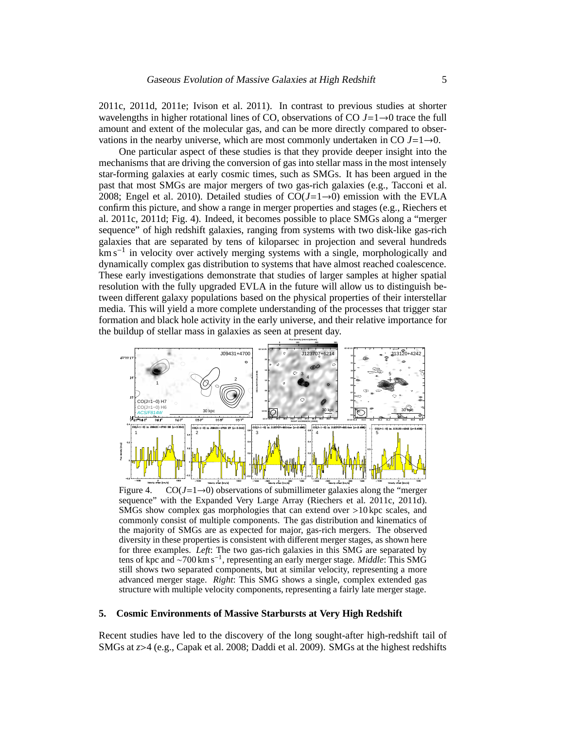2011c, 2011d, 2011e; Ivison et al. 2011). In contrast to previous studies at shorter wavelengths in higher rotational lines of CO, observations of CO $J=1\rightarrow0$ trace the full amount and extent of the molecular gas, and can be more directly compared to observations in the nearby universe, which are most commonly undertaken in CO $J=1\rightarrow0$.

One particular aspect of these studies is that they provide deeper insight into the mechanisms that are driving the conversion of gas into stellar mass in the most intensely star-forming galaxies at early cosmic times, such as SMGs. It has been argued in the past that most SMGs are major mergers of two gas-rich galaxies (e.g., Tacconi et al. 2008; Engel et al. 2010). Detailed studies of CO($J=1\rightarrow0$) emission with the EVLA confirm this picture, and show a range in merger properties and stages (e.g., Riechers et al. 2011c, 2011d; Fig. 4). Indeed, it becomes possible to place SMGs along a "merger sequence" of high redshift galaxies, ranging from systems with two disk-like gas-rich galaxies that are separated by tens of kiloparsec in projection and several hundreds $\mathrm{km\,s^{-1}}$ in velocity over actively merging systems with a single, morphologically and dynamically complex gas distribution to systems that have almost reached coalescence. These early investigations demonstrate that studies of larger samples at higher spatial resolution with the fully upgraded EVLA in the future will allow us to distinguish between different galaxy populations based on the physical properties of their interstellar media. This will yield a more complete understanding of the processes that trigger star formation and black hole activity in the early universe, and their relative importance for the buildup of stellar mass in galaxies as seen at present day.

Figure 4. CO($J=1\rightarrow0$) observations of submillimeter galaxies along the "merger sequence" with the Expanded Very Large Array (Riechers et al. 2011c, 2011d). SMGs show complex gas morphologies that can extend over >10 kpc scales, and commonly consist of multiple components. The gas distribution and kinematics of the majority of SMGs are as expected for major, gas-rich mergers. The observed diversity in these properties is consistent with different merger stages, as shown here for three examples. *Left*: The two gas-rich galaxies in this SMG are separated by tens of kpc and $\sim$700 $\mathrm{km\,s^{-1}}$, representing an early merger stage. *Middle*: This SMG still shows two separated components, but at similar velocity, representing a more advanced merger stage. *Right*: This SMG shows a single, complex extended gas structure with multiple velocity components, representing a fairly late merger stage.

## 5. Cosmic Environments of Massive Starbursts at Very High Redshift

Recent studies have led to the discovery of the long sought-after high-redshift tail of SMGs at $z>4$ (e.g., Capak et al. 2008; Daddi et al. 2009). SMGs at the highest redshifts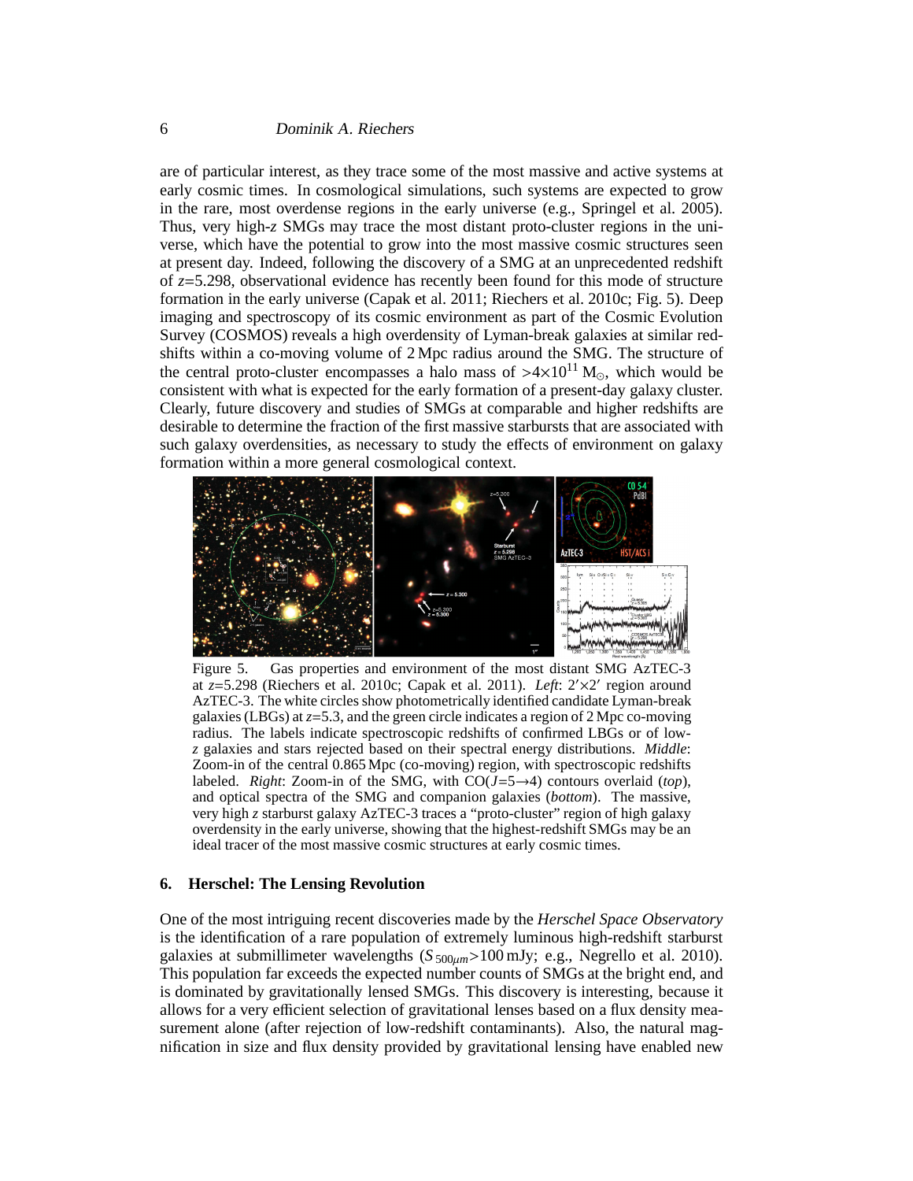are of particular interest, as they trace some of the most massive and active systems at early cosmic times. In cosmological simulations, such systems are expected to grow in the rare, most overdense regions in the early universe (e.g., Springel et al. 2005). Thus, very high-$z$ SMGs may trace the most distant proto-cluster regions in the universe, which have the potential to grow into the most massive cosmic structures seen at present day. Indeed, following the discovery of a SMG at an unprecedented redshift of $z$=5.298, observational evidence has recently been found for this mode of structure formation in the early universe (Capak et al. 2011; Riechers et al. 2010c; Fig. 5). Deep imaging and spectroscopy of its cosmic environment as part of the Cosmic Evolution Survey (COSMOS) reveals a high overdensity of Lyman-break galaxies at similar redshifts within a co-moving volume of 2 Mpc radius around the SMG. The structure of the central proto-cluster encompasses a halo mass of $>4\times10^{11}$ $M_{\odot}$, which would be consistent with what is expected for the early formation of a present-day galaxy cluster. Clearly, future discovery and studies of SMGs at comparable and higher redshifts are desirable to determine the fraction of the first massive starbursts that are associated with such galaxy overdensities, as necessary to study the effects of environment on galaxy formation within a more general cosmological context.

Figure 5. Gas properties and environment of the most distant SMG AzTEC-3 at $z$=5.298 (Riechers et al. 2010c; Capak et al. 2011). *Left*: 2′×2′ region around AzTEC-3. The white circles show photometrically identified candidate Lyman-break galaxies (LBGs) at $z$=5.3, and the green circle indicates a region of 2 Mpc co-moving radius. The labels indicate spectroscopic redshifts of confirmed LBGs or of low-$z$ galaxies and stars rejected based on their spectral energy distributions. *Middle*: Zoom-in of the central 0.865 Mpc (co-moving) region, with spectroscopic redshifts labeled. *Right*: Zoom-in of the SMG, with CO($J$=5→4) contours overlaid (*top*), and optical spectra of the SMG and companion galaxies (*bottom*). The massive, very high $z$ starburst galaxy AzTEC-3 traces a "proto-cluster" region of high galaxy overdensity in the early universe, showing that the highest-redshift SMGs may be an ideal tracer of the most massive cosmic structures at early cosmic times.

## 6. Herschel: The Lensing Revolution

One of the most intriguing recent discoveries made by the *Herschel Space Observatory* is the identification of a rare population of extremely luminous high-redshift starburst galaxies at submillimeter wavelengths ($S_{500\mu m}$>100 mJy; e.g., Negrello et al. 2010). This population far exceeds the expected number counts of SMGs at the bright end, and is dominated by gravitationally lensed SMGs. This discovery is interesting, because it allows for a very efficient selection of gravitational lenses based on a flux density measurement alone (after rejection of low-redshift contaminants). Also, the natural magnification in size and flux density provided by gravitational lensing have enabled new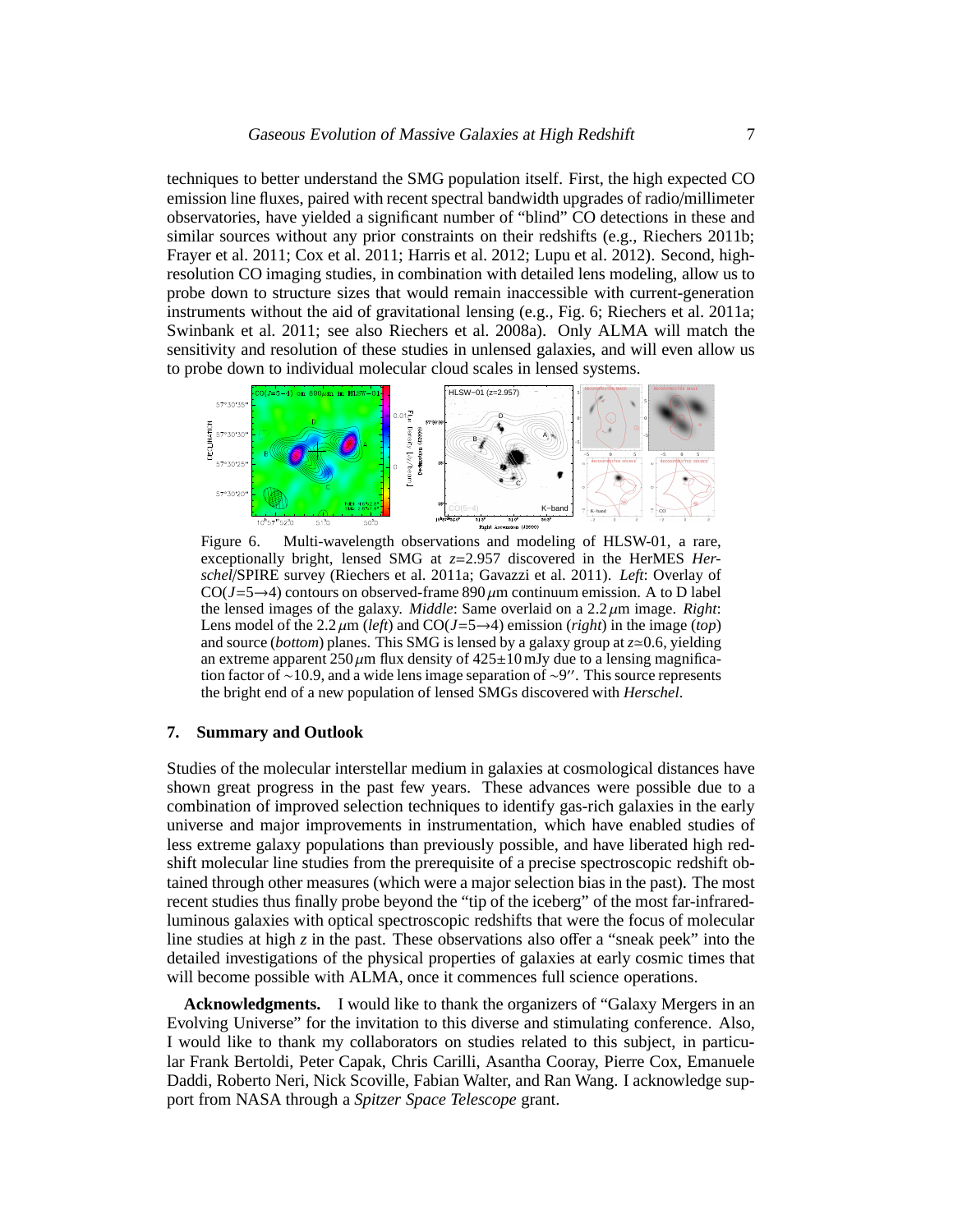techniques to better understand the SMG population itself. First, the high expected CO emission line fluxes, paired with recent spectral bandwidth upgrades of radio/millimeter observatories, have yielded a significant number of "blind" CO detections in these and similar sources without any prior constraints on their redshifts (e.g., Riechers 2011b; Frayer et al. 2011; Cox et al. 2011; Harris et al. 2012; Lupu et al. 2012). Second, high-resolution CO imaging studies, in combination with detailed lens modeling, allow us to probe down to structure sizes that would remain inaccessible with current-generation instruments without the aid of gravitational lensing (e.g., Fig. 6; Riechers et al. 2011a; Swinbank et al. 2011; see also Riechers et al. 2008a). Only ALMA will match the sensitivity and resolution of these studies in unlensed galaxies, and will even allow us to probe down to individual molecular cloud scales in lensed systems.

Figure 6. Multi-wavelength observations and modeling of HLSW-01, a rare, exceptionally bright, lensed SMG at $z$=2.957 discovered in the HerMES *Herschel*/SPIRE survey (Riechers et al. 2011a; Gavazzi et al. 2011). *Left*: Overlay of CO($J$=5→4) contours on observed-frame 890 $\mu$m continuum emission. A to D label the lensed images of the galaxy. *Middle*: Same overlaid on a 2.2 $\mu$m image. *Right*: Lens model of the 2.2 $\mu$m (*left*) and CO($J$=5→4) emission (*right*) in the image (*top*) and source (*bottom*) planes. This SMG is lensed by a galaxy group at $z\simeq$0.6, yielding an extreme apparent 250 $\mu$m flux density of 425±10 mJy due to a lensing magnification factor of ∼10.9, and a wide lens image separation of ∼9′′. This source represents the bright end of a new population of lensed SMGs discovered with *Herschel*.

## 7. Summary and Outlook

Studies of the molecular interstellar medium in galaxies at cosmological distances have shown great progress in the past few years. These advances were possible due to a combination of improved selection techniques to identify gas-rich galaxies in the early universe and major improvements in instrumentation, which have enabled studies of less extreme galaxy populations than previously possible, and have liberated high redshift molecular line studies from the prerequisite of a precise spectroscopic redshift obtained through other measures (which were a major selection bias in the past). The most recent studies thus finally probe beyond the "tip of the iceberg" of the most far-infrared-luminous galaxies with optical spectroscopic redshifts that were the focus of molecular line studies at high $z$ in the past. These observations also offer a "sneak peek" into the detailed investigations of the physical properties of galaxies at early cosmic times that will become possible with ALMA, once it commences full science operations.

**Acknowledgments.** I would like to thank the organizers of "Galaxy Mergers in an Evolving Universe" for the invitation to this diverse and stimulating conference. Also, I would like to thank my collaborators on studies related to this subject, in particular Frank Bertoldi, Peter Capak, Chris Carilli, Asantha Cooray, Pierre Cox, Emanuele Daddi, Roberto Neri, Nick Scoville, Fabian Walter, and Ran Wang. I acknowledge support from NASA through a *Spitzer Space Telescope* grant.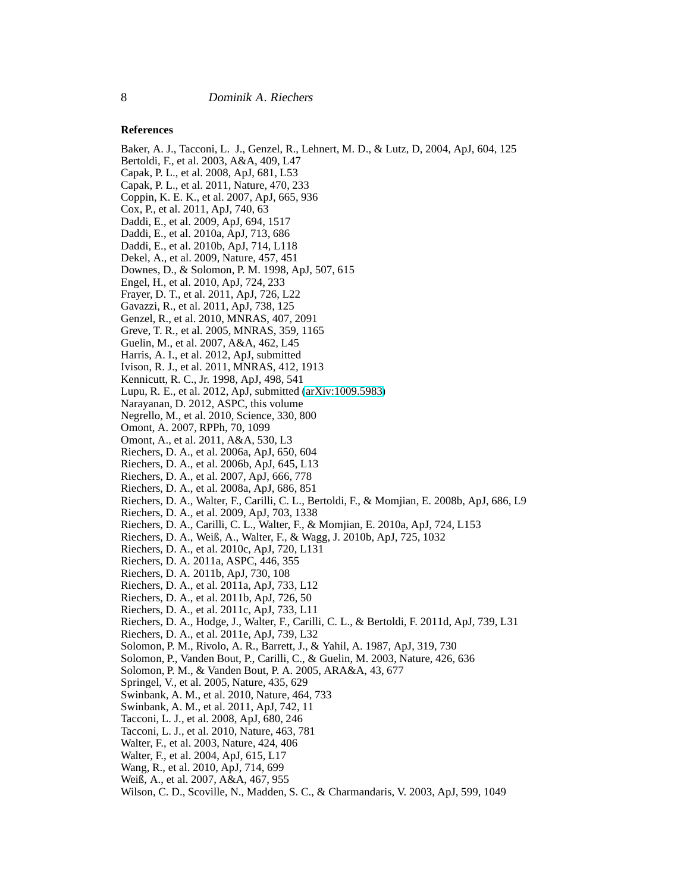**References**

Baker, A. J., Tacconi, L. J., Genzel, R., Lehnert, M. D., & Lutz, D, 2004, ApJ, 604, 125
Bertoldi, F., et al. 2003, A&A, 409, L47
Capak, P. L., et al. 2008, ApJ, 681, L53
Capak, P. L., et al. 2011, Nature, 470, 233
Coppin, K. E. K., et al. 2007, ApJ, 665, 936
Cox, P., et al. 2011, ApJ, 740, 63
Daddi, E., et al. 2009, ApJ, 694, 1517
Daddi, E., et al. 2010a, ApJ, 713, 686
Daddi, E., et al. 2010b, ApJ, 714, L118
Dekel, A., et al. 2009, Nature, 457, 451
Downes, D., & Solomon, P. M. 1998, ApJ, 507, 615
Engel, H., et al. 2010, ApJ, 724, 233
Frayer, D. T., et al. 2011, ApJ, 726, L22
Gavazzi, R., et al. 2011, ApJ, 738, 125
Genzel, R., et al. 2010, MNRAS, 407, 2091
Greve, T. R., et al. 2005, MNRAS, 359, 1165
Guelin, M., et al. 2007, A&A, 462, L45
Harris, A. I., et al. 2012, ApJ, submitted
Ivison, R. J., et al. 2011, MNRAS, 412, 1913
Kennicutt, R. C., Jr. 1998, ApJ, 498, 541
Lupu, R. E., et al. 2012, ApJ, submitted (arXiv:1009.5983)
Narayanan, D. 2012, ASPC, this volume
Negrello, M., et al. 2010, Science, 330, 800
Omont, A. 2007, RPPh, 70, 1099
Omont, A., et al. 2011, A&A, 530, L3
Riechers, D. A., et al. 2006a, ApJ, 650, 604
Riechers, D. A., et al. 2006b, ApJ, 645, L13
Riechers, D. A., et al. 2007, ApJ, 666, 778
Riechers, D. A., et al. 2008a, ApJ, 686, 851
Riechers, D. A., Walter, F., Carilli, C. L., Bertoldi, F., & Momjian, E. 2008b, ApJ, 686, L9
Riechers, D. A., et al. 2009, ApJ, 703, 1338
Riechers, D. A., Carilli, C. L., Walter, F., & Momjian, E. 2010a, ApJ, 724, L153
Riechers, D. A., Weiß, A., Walter, F., & Wagg, J. 2010b, ApJ, 725, 1032
Riechers, D. A., et al. 2010c, ApJ, 720, L131
Riechers, D. A. 2011a, ASPC, 446, 355
Riechers, D. A. 2011b, ApJ, 730, 108
Riechers, D. A., et al. 2011a, ApJ, 733, L12
Riechers, D. A., et al. 2011b, ApJ, 726, 50
Riechers, D. A., et al. 2011c, ApJ, 733, L11
Riechers, D. A., Hodge, J., Walter, F., Carilli, C. L., & Bertoldi, F. 2011d, ApJ, 739, L31
Riechers, D. A., et al. 2011e, ApJ, 739, L32
Solomon, P. M., Rivolo, A. R., Barrett, J., & Yahil, A. 1987, ApJ, 319, 730
Solomon, P., Vanden Bout, P., Carilli, C., & Guelin, M. 2003, Nature, 426, 636
Solomon, P. M., & Vanden Bout, P. A. 2005, ARA&A, 43, 677
Springel, V., et al. 2005, Nature, 435, 629
Swinbank, A. M., et al. 2010, Nature, 464, 733
Swinbank, A. M., et al. 2011, ApJ, 742, 11
Tacconi, L. J., et al. 2008, ApJ, 680, 246
Tacconi, L. J., et al. 2010, Nature, 463, 781
Walter, F., et al. 2003, Nature, 424, 406
Walter, F., et al. 2004, ApJ, 615, L17
Wang, R., et al. 2010, ApJ, 714, 699
Weiß, A., et al. 2007, A&A, 467, 955
Wilson, C. D., Scoville, N., Madden, S. C., & Charmandaris, V. 2003, ApJ, 599, 1049